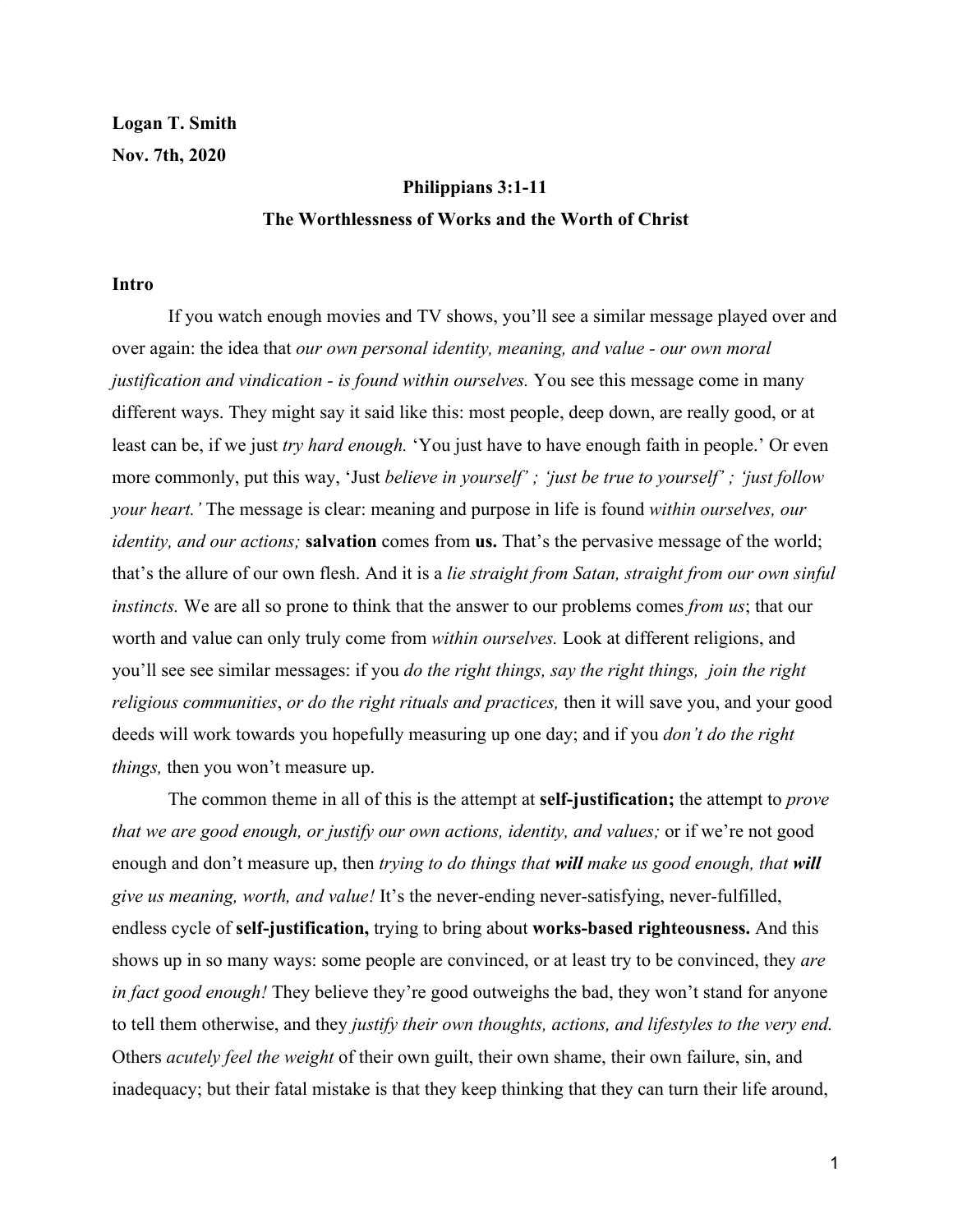**Logan T. Smith**

**Nov. 7th, 2020**

**Philippians 3:1-11**

**The Worthlessness of Works and the Worth of Christ**

## Intro

If you watch enough movies and TV shows, you'll see a similar message played over and over again: the idea that *our own personal identity, meaning, and value - our own moral justification and vindication - is found within ourselves.* You see this message come in many different ways. They might say it said like this: most people, deep down, are really good, or at least can be, if we just *try hard enough.* 'You just have to have enough faith in people.' Or even more commonly, put this way, 'Just *believe in yourself' ; 'just be true to yourself' ; 'just follow your heart.'* The message is clear: meaning and purpose in life is found *within ourselves, our identity, and our actions;* **salvation** comes from **us.** That's the pervasive message of the world; that's the allure of our own flesh. And it is a *lie straight from Satan, straight from our own sinful instincts.* We are all so prone to think that the answer to our problems comes *from us*; that our worth and value can only truly come from *within ourselves.* Look at different religions, and you'll see see similar messages: if you *do the right things, say the right things, join the right religious communities*, *or do the right rituals and practices,* then it will save you, and your good deeds will work towards you hopefully measuring up one day; and if you *don't do the right things,* then you won't measure up.

The common theme in all of this is the attempt at **self-justification;** the attempt to *prove that we are good enough, or justify our own actions, identity, and values;* or if we're not good enough and don't measure up, then *trying to do things that **will** make us good enough, that **will** give us meaning, worth, and value!* It's the never-ending never-satisfying, never-fulfilled, endless cycle of **self-justification,** trying to bring about **works-based righteousness.** And this shows up in so many ways: some people are convinced, or at least try to be convinced, they *are in fact good enough!* They believe they're good outweighs the bad, they won't stand for anyone to tell them otherwise, and they *justify their own thoughts, actions, and lifestyles to the very end.* Others *acutely feel the weight* of their own guilt, their own shame, their own failure, sin, and inadequacy; but their fatal mistake is that they keep thinking that they can turn their life around,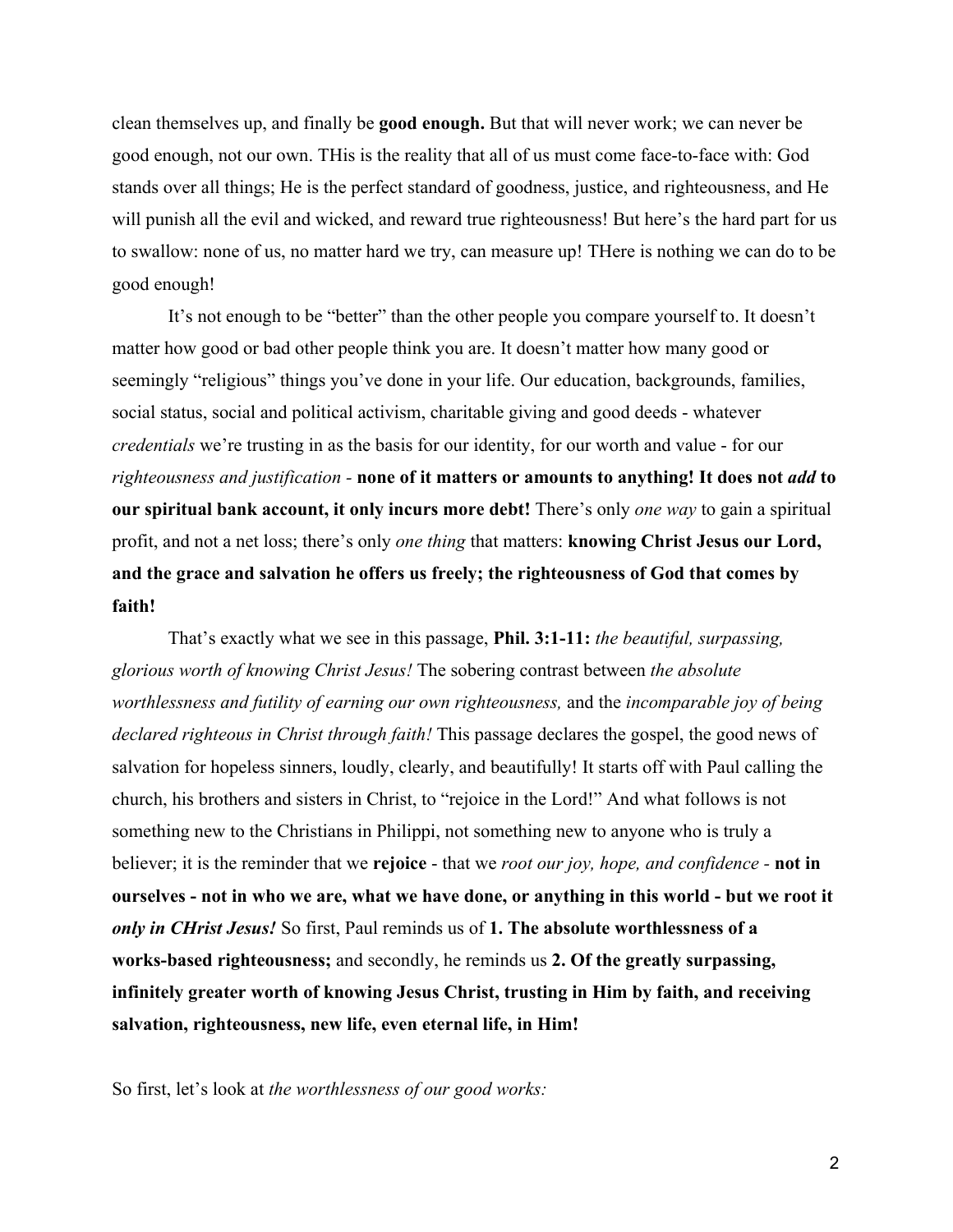clean themselves up, and finally be **good enough.** But that will never work; we can never be good enough, not our own. THis is the reality that all of us must come face-to-face with: God stands over all things; He is the perfect standard of goodness, justice, and righteousness, and He will punish all the evil and wicked, and reward true righteousness! But here's the hard part for us to swallow: none of us, no matter hard we try, can measure up! THere is nothing we can do to be good enough!

It's not enough to be "better" than the other people you compare yourself to. It doesn't matter how good or bad other people think you are. It doesn't matter how many good or seemingly "religious" things you've done in your life. Our education, backgrounds, families, social status, social and political activism, charitable giving and good deeds - whatever *credentials* we're trusting in as the basis for our identity, for our worth and value - for our *righteousness and justification* - **none of it matters or amounts to anything! It does not *add* to our spiritual bank account, it only incurs more debt!** There's only *one way* to gain a spiritual profit, and not a net loss; there's only *one thing* that matters: **knowing Christ Jesus our Lord, and the grace and salvation he offers us freely; the righteousness of God that comes by faith!**

That's exactly what we see in this passage, **Phil. 3:1-11:** *the beautiful, surpassing, glorious worth of knowing Christ Jesus!* The sobering contrast between *the absolute worthlessness and futility of earning our own righteousness,* and the *incomparable joy of being declared righteous in Christ through faith!* This passage declares the gospel, the good news of salvation for hopeless sinners, loudly, clearly, and beautifully! It starts off with Paul calling the church, his brothers and sisters in Christ, to "rejoice in the Lord!" And what follows is not something new to the Christians in Philippi, not something new to anyone who is truly a believer; it is the reminder that we **rejoice** - that we *root our joy, hope, and confidence* - **not in ourselves - not in who we are, what we have done, or anything in this world - but we root it *only in CHrist Jesus!*** So first, Paul reminds us of **1. The absolute worthlessness of a works-based righteousness;** and secondly, he reminds us **2. Of the greatly surpassing, infinitely greater worth of knowing Jesus Christ, trusting in Him by faith, and receiving salvation, righteousness, new life, even eternal life, in Him!**

So first, let's look at *the worthlessness of our good works:*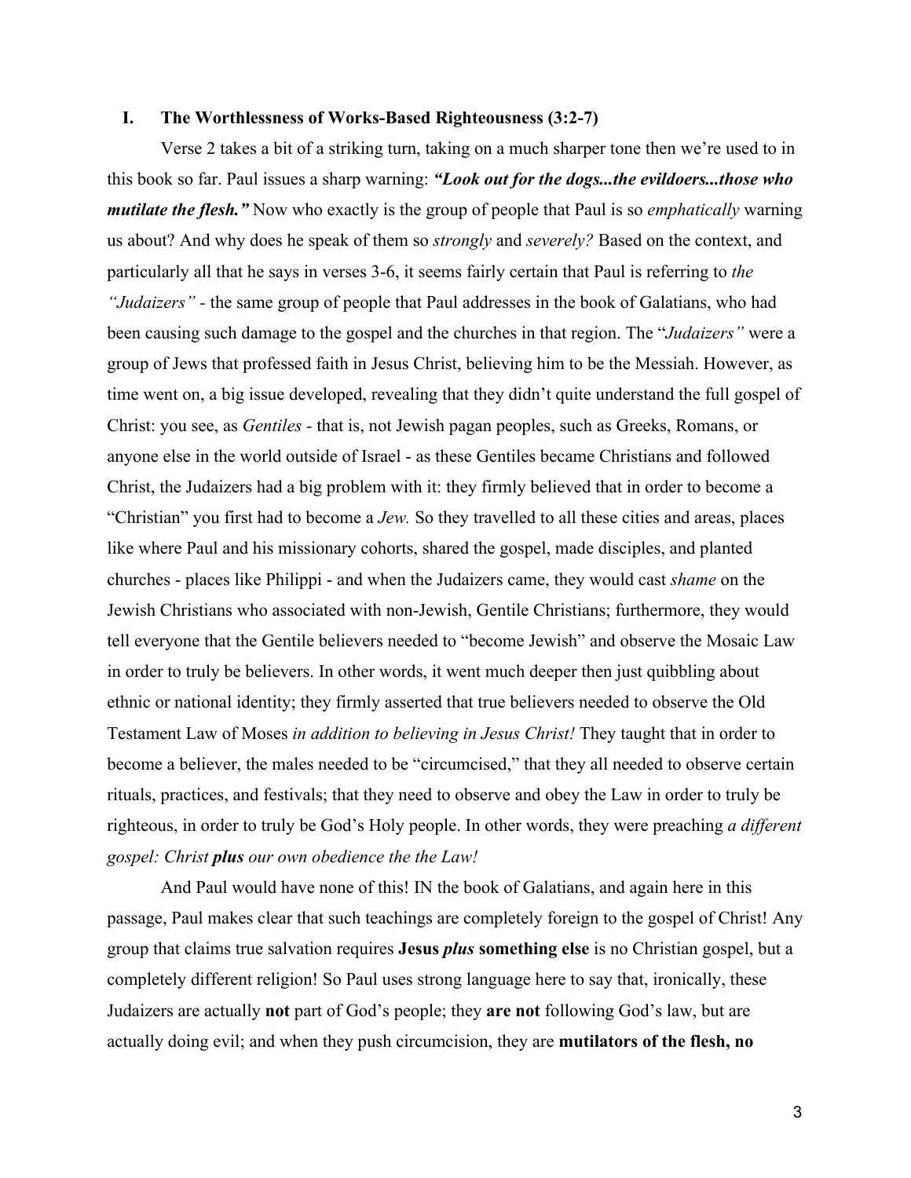## I. The Worthlessness of Works-Based Righteousness (3:2-7)

Verse 2 takes a bit of a striking turn, taking on a much sharper tone then we're used to in this book so far. Paul issues a sharp warning: ***"Look out for the dogs...the evildoers...those who mutilate the flesh."*** Now who exactly is the group of people that Paul is so *emphatically* warning us about? And why does he speak of them so *strongly* and *severely?* Based on the context, and particularly all that he says in verses 3-6, it seems fairly certain that Paul is referring to *the "Judaizers"* - the same group of people that Paul addresses in the book of Galatians, who had been causing such damage to the gospel and the churches in that region. The "*Judaizers"* were a group of Jews that professed faith in Jesus Christ, believing him to be the Messiah. However, as time went on, a big issue developed, revealing that they didn't quite understand the full gospel of Christ: you see, as *Gentiles* - that is, not Jewish pagan peoples, such as Greeks, Romans, or anyone else in the world outside of Israel - as these Gentiles became Christians and followed Christ, the Judaizers had a big problem with it: they firmly believed that in order to become a "Christian" you first had to become a *Jew.* So they travelled to all these cities and areas, places like where Paul and his missionary cohorts, shared the gospel, made disciples, and planted churches - places like Philippi - and when the Judaizers came, they would cast *shame* on the Jewish Christians who associated with non-Jewish, Gentile Christians; furthermore, they would tell everyone that the Gentile believers needed to "become Jewish" and observe the Mosaic Law in order to truly be believers. In other words, it went much deeper then just quibbling about ethnic or national identity; they firmly asserted that true believers needed to observe the Old Testament Law of Moses *in addition to believing in Jesus Christ!* They taught that in order to become a believer, the males needed to be "circumcised," that they all needed to observe certain rituals, practices, and festivals; that they need to observe and obey the Law in order to truly be righteous, in order to truly be God's Holy people. In other words, they were preaching *a different gospel: Christ* ***plus*** *our own obedience the the Law!*

And Paul would have none of this! IN the book of Galatians, and again here in this passage, Paul makes clear that such teachings are completely foreign to the gospel of Christ! Any group that claims true salvation requires **Jesus *plus* something else** is no Christian gospel, but a completely different religion! So Paul uses strong language here to say that, ironically, these Judaizers are actually **not** part of God's people; they **are not** following God's law, but are actually doing evil; and when they push circumcision, they are **mutilators of the flesh, no**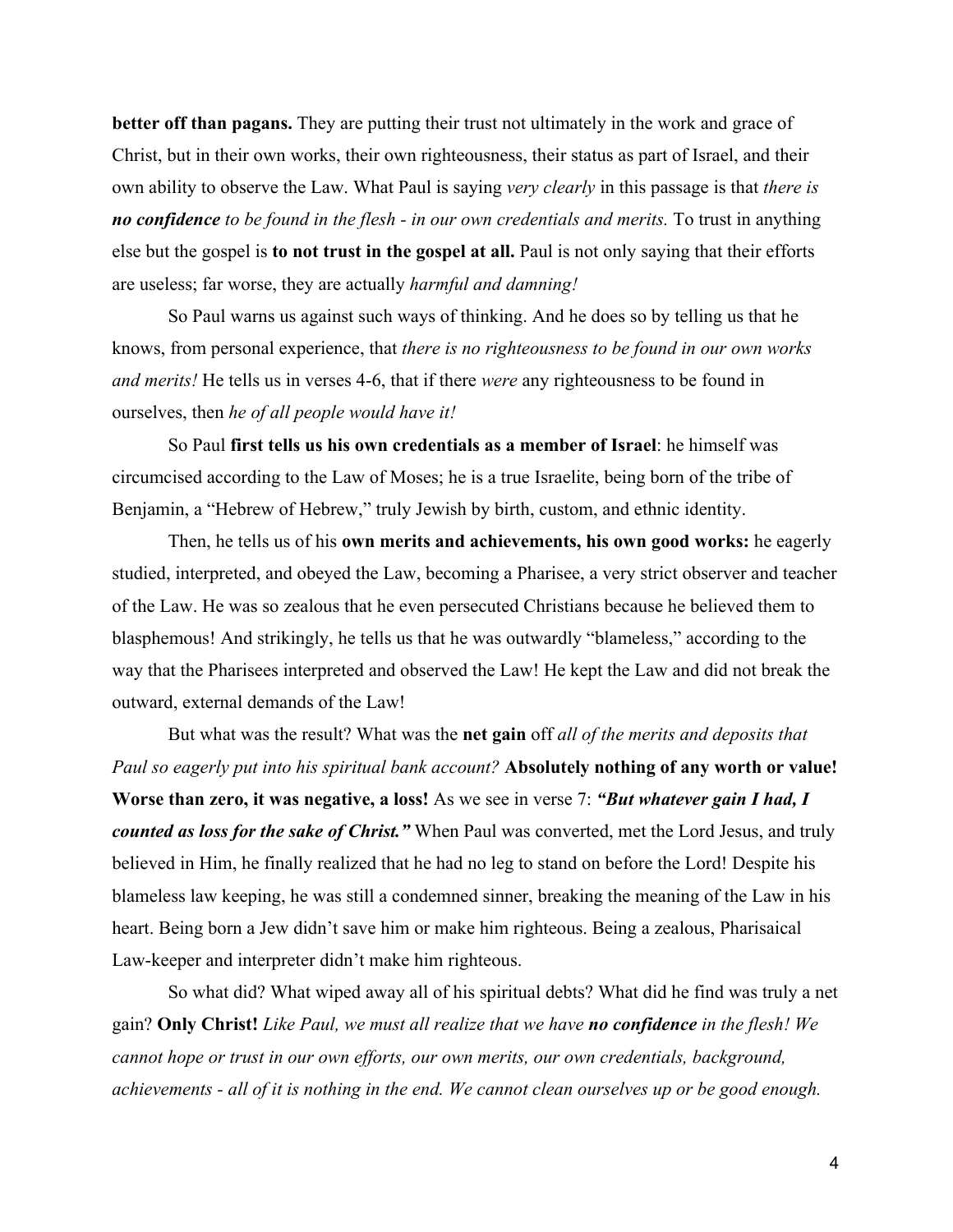**better off than pagans.** They are putting their trust not ultimately in the work and grace of Christ, but in their own works, their own righteousness, their status as part of Israel, and their own ability to observe the Law. What Paul is saying *very clearly* in this passage is that *there is **no confidence** to be found in the flesh - in our own credentials and merits.* To trust in anything else but the gospel is **to not trust in the gospel at all.** Paul is not only saying that their efforts are useless; far worse, they are actually *harmful and damning!*

So Paul warns us against such ways of thinking. And he does so by telling us that he knows, from personal experience, that *there is no righteousness to be found in our own works and merits!* He tells us in verses 4-6, that if there *were* any righteousness to be found in ourselves, then *he of all people would have it!*

So Paul **first tells us his own credentials as a member of Israel**: he himself was circumcised according to the Law of Moses; he is a true Israelite, being born of the tribe of Benjamin, a "Hebrew of Hebrew," truly Jewish by birth, custom, and ethnic identity.

Then, he tells us of his **own merits and achievements, his own good works:** he eagerly studied, interpreted, and obeyed the Law, becoming a Pharisee, a very strict observer and teacher of the Law. He was so zealous that he even persecuted Christians because he believed them to blasphemous! And strikingly, he tells us that he was outwardly "blameless," according to the way that the Pharisees interpreted and observed the Law! He kept the Law and did not break the outward, external demands of the Law!

But what was the result? What was the **net gain** off *all of the merits and deposits that Paul so eagerly put into his spiritual bank account?* **Absolutely nothing of any worth or value! Worse than zero, it was negative, a loss!** As we see in verse 7: ***"But whatever gain I had, I counted as loss for the sake of Christ."*** When Paul was converted, met the Lord Jesus, and truly believed in Him, he finally realized that he had no leg to stand on before the Lord! Despite his blameless law keeping, he was still a condemned sinner, breaking the meaning of the Law in his heart. Being born a Jew didn't save him or make him righteous. Being a zealous, Pharisaical Law-keeper and interpreter didn't make him righteous.

So what did? What wiped away all of his spiritual debts? What did he find was truly a net gain? **Only Christ!** *Like Paul, we must all realize that we have **no confidence** in the flesh! We cannot hope or trust in our own efforts, our own merits, our own credentials, background, achievements - all of it is nothing in the end. We cannot clean ourselves up or be good enough.*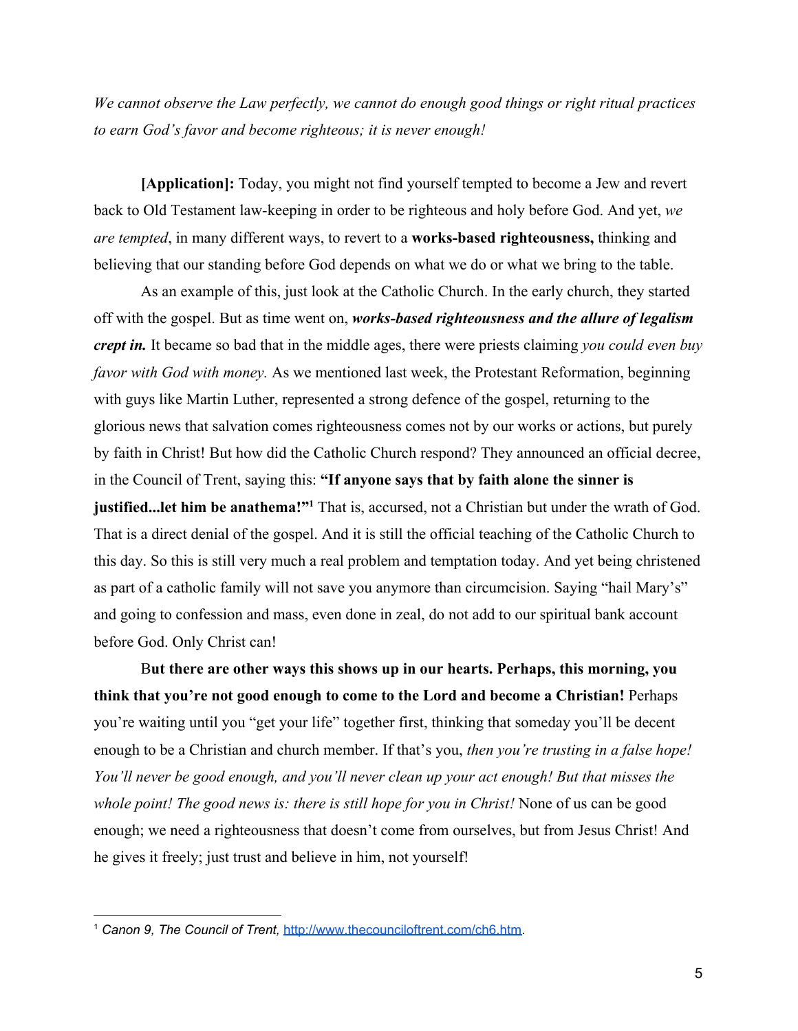*We cannot observe the Law perfectly, we cannot do enough good things or right ritual practices to earn God's favor and become righteous; it is never enough!*

**[Application]:** Today, you might not find yourself tempted to become a Jew and revert back to Old Testament law-keeping in order to be righteous and holy before God. And yet, *we are tempted*, in many different ways, to revert to a **works-based righteousness,** thinking and believing that our standing before God depends on what we do or what we bring to the table.

As an example of this, just look at the Catholic Church. In the early church, they started off with the gospel. But as time went on, ***works-based righteousness and the allure of legalism crept in.*** It became so bad that in the middle ages, there were priests claiming *you could even buy favor with God with money.* As we mentioned last week, the Protestant Reformation, beginning with guys like Martin Luther, represented a strong defence of the gospel, returning to the glorious news that salvation comes righteousness comes not by our works or actions, but purely by faith in Christ! But how did the Catholic Church respond? They announced an official decree, in the Council of Trent, saying this: **"If anyone says that by faith alone the sinner is justified...let him be anathema!"**[1] That is, accursed, not a Christian but under the wrath of God. That is a direct denial of the gospel. And it is still the official teaching of the Catholic Church to this day. So this is still very much a real problem and temptation today. And yet being christened as part of a catholic family will not save you anymore than circumcision. Saying "hail Mary's" and going to confession and mass, even done in zeal, do not add to our spiritual bank account before God. Only Christ can!

B**ut there are other ways this shows up in our hearts. Perhaps, this morning, you think that you're not good enough to come to the Lord and become a Christian!** Perhaps you're waiting until you "get your life" together first, thinking that someday you'll be decent enough to be a Christian and church member. If that's you, *then you're trusting in a false hope! You'll never be good enough, and you'll never clean up your act enough! But that misses the whole point! The good news is: there is still hope for you in Christ!* None of us can be good enough; we need a righteousness that doesn't come from ourselves, but from Jesus Christ! And he gives it freely; just trust and believe in him, not yourself!

---

[1] *Canon 9, The Council of Trent,* http://www.thecounciloftrent.com/ch6.htm.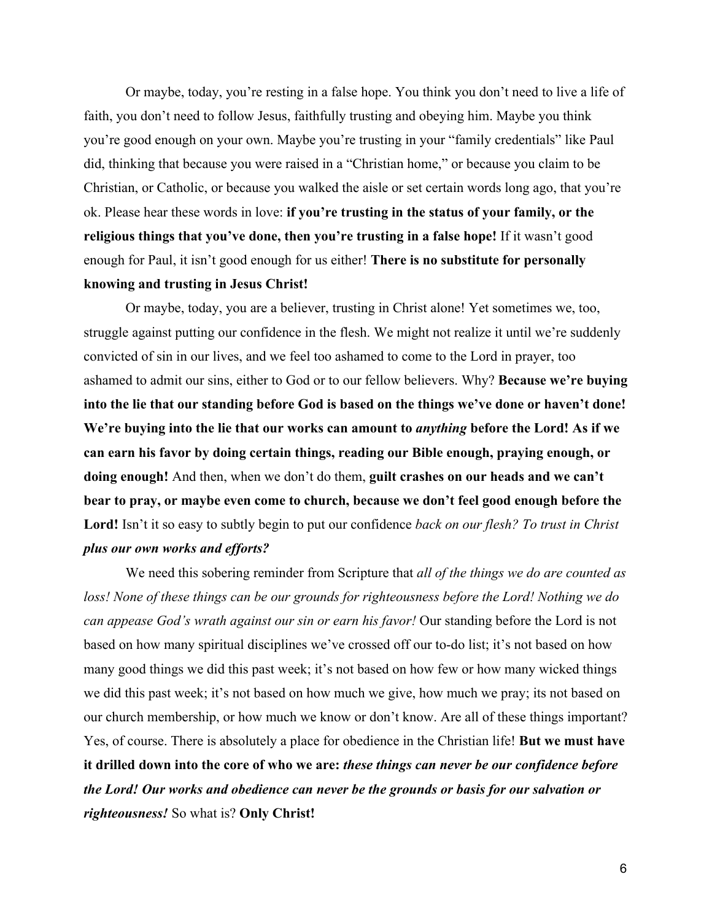Or maybe, today, you're resting in a false hope. You think you don't need to live a life of faith, you don't need to follow Jesus, faithfully trusting and obeying him. Maybe you think you're good enough on your own. Maybe you're trusting in your "family credentials" like Paul did, thinking that because you were raised in a "Christian home," or because you claim to be Christian, or Catholic, or because you walked the aisle or set certain words long ago, that you're ok. Please hear these words in love: **if you're trusting in the status of your family, or the religious things that you've done, then you're trusting in a false hope!** If it wasn't good enough for Paul, it isn't good enough for us either! **There is no substitute for personally knowing and trusting in Jesus Christ!**

Or maybe, today, you are a believer, trusting in Christ alone! Yet sometimes we, too, struggle against putting our confidence in the flesh. We might not realize it until we're suddenly convicted of sin in our lives, and we feel too ashamed to come to the Lord in prayer, too ashamed to admit our sins, either to God or to our fellow believers. Why? **Because we're buying into the lie that our standing before God is based on the things we've done or haven't done! We're buying into the lie that our works can amount to *anything* before the Lord! As if we can earn his favor by doing certain things, reading our Bible enough, praying enough, or doing enough!** And then, when we don't do them, **guilt crashes on our heads and we can't bear to pray, or maybe even come to church, because we don't feel good enough before the Lord!** Isn't it so easy to subtly begin to put our confidence *back on our flesh? To trust in Christ **plus our own works and efforts?***

We need this sobering reminder from Scripture that *all of the things we do are counted as loss! None of these things can be our grounds for righteousness before the Lord! Nothing we do can appease God's wrath against our sin or earn his favor!* Our standing before the Lord is not based on how many spiritual disciplines we've crossed off our to-do list; it's not based on how many good things we did this past week; it's not based on how few or how many wicked things we did this past week; it's not based on how much we give, how much we pray; its not based on our church membership, or how much we know or don't know. Are all of these things important? Yes, of course. There is absolutely a place for obedience in the Christian life! **But we must have it drilled down into the core of who we are: *these things can never be our confidence before the Lord! Our works and obedience can never be the grounds or basis for our salvation or righteousness!*** So what is? **Only Christ!**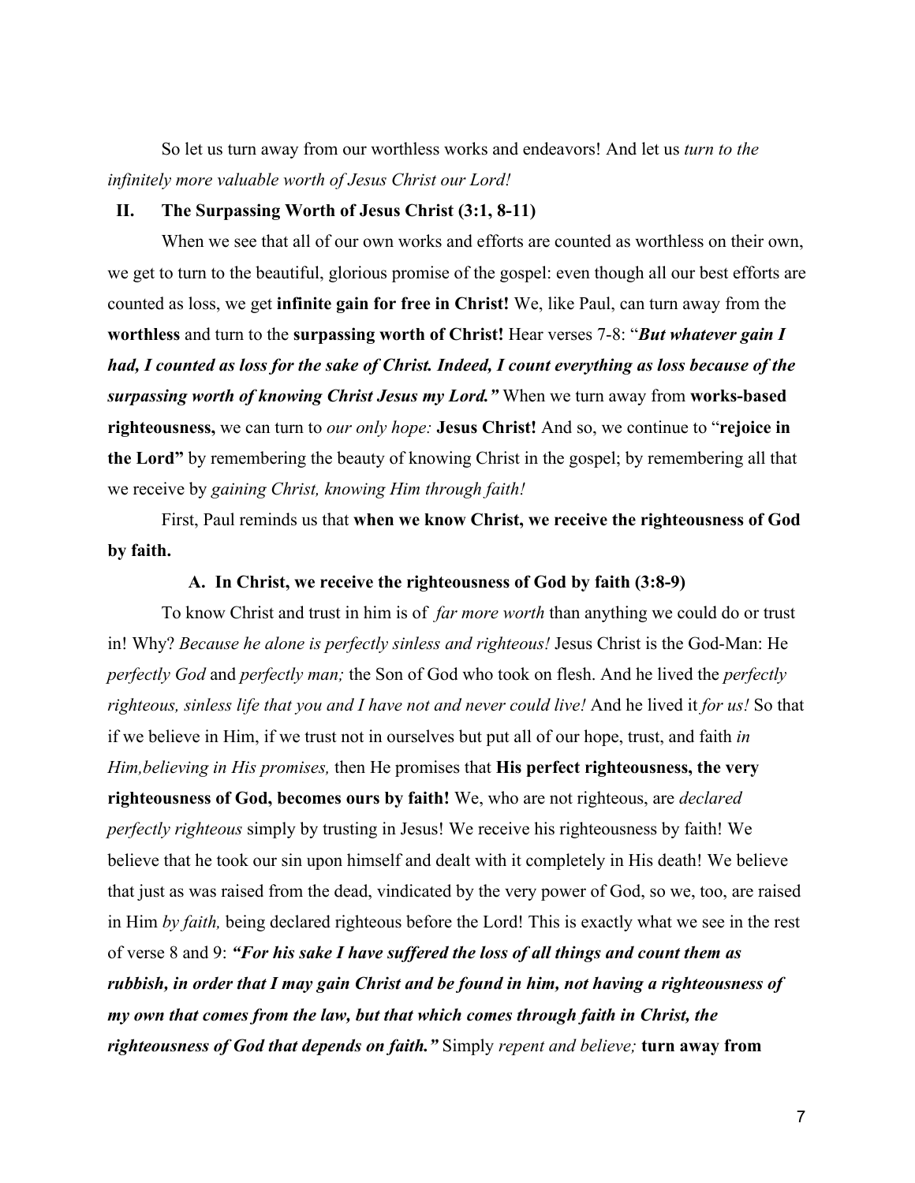So let us turn away from our worthless works and endeavors! And let us *turn to the infinitely more valuable worth of Jesus Christ our Lord!*

## II. The Surpassing Worth of Jesus Christ (3:1, 8-11)

When we see that all of our own works and efforts are counted as worthless on their own, we get to turn to the beautiful, glorious promise of the gospel: even though all our best efforts are counted as loss, we get **infinite gain for free in Christ!** We, like Paul, can turn away from the **worthless** and turn to the **surpassing worth of Christ!** Hear verses 7-8: "***But whatever gain I had, I counted as loss for the sake of Christ. Indeed, I count everything as loss because of the surpassing worth of knowing Christ Jesus my Lord.***" When we turn away from **works-based righteousness,** we can turn to *our only hope:* **Jesus Christ!** And so, we continue to "**rejoice in the Lord"** by remembering the beauty of knowing Christ in the gospel; by remembering all that we receive by *gaining Christ, knowing Him through faith!*

First, Paul reminds us that **when we know Christ, we receive the righteousness of God by faith.**

### A. In Christ, we receive the righteousness of God by faith (3:8-9)

To know Christ and trust in him is of *far more worth* than anything we could do or trust in! Why? *Because he alone is perfectly sinless and righteous!* Jesus Christ is the God-Man: He *perfectly God* and *perfectly man;* the Son of God who took on flesh. And he lived the *perfectly righteous, sinless life that you and I have not and never could live!* And he lived it *for us!* So that if we believe in Him, if we trust not in ourselves but put all of our hope, trust, and faith *in Him,believing in His promises,* then He promises that **His perfect righteousness, the very righteousness of God, becomes ours by faith!** We, who are not righteous, are *declared perfectly righteous* simply by trusting in Jesus! We receive his righteousness by faith! We believe that he took our sin upon himself and dealt with it completely in His death! We believe that just as was raised from the dead, vindicated by the very power of God, so we, too, are raised in Him *by faith,* being declared righteous before the Lord! This is exactly what we see in the rest of verse 8 and 9: ***"For his sake I have suffered the loss of all things and count them as rubbish, in order that I may gain Christ and be found in him, not having a righteousness of my own that comes from the law, but that which comes through faith in Christ, the righteousness of God that depends on faith."*** Simply *repent and believe;* **turn away from**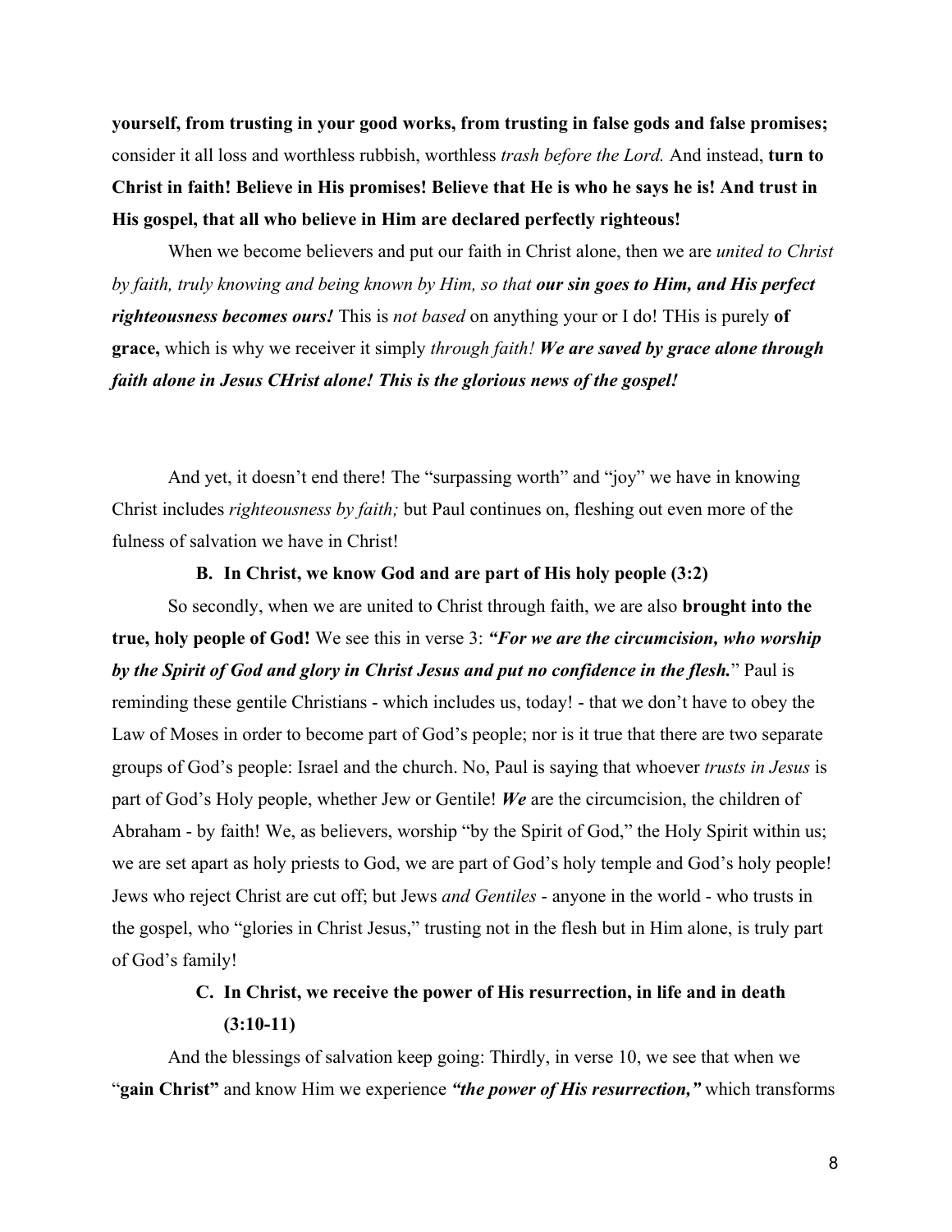**yourself, from trusting in your good works, from trusting in false gods and false promises;** consider it all loss and worthless rubbish, worthless *trash before the Lord.* And instead, **turn to Christ in faith! Believe in His promises! Believe that He is who he says he is! And trust in His gospel, that all who believe in Him are declared perfectly righteous!**

When we become believers and put our faith in Christ alone, then we are *united to Christ by faith, truly knowing and being known by Him, so that* ***our sin goes to Him, and His perfect righteousness becomes ours!*** This is *not based* on anything your or I do! THis is purely **of grace,** which is why we receiver it simply *through faith!* ***We are saved by grace alone through faith alone in Jesus CHrist alone! This is the glorious news of the gospel!***

And yet, it doesn't end there! The "surpassing worth" and "joy" we have in knowing Christ includes *righteousness by faith;* but Paul continues on, fleshing out even more of the fulness of salvation we have in Christ!

**B. In Christ, we know God and are part of His holy people (3:2)**

So secondly, when we are united to Christ through faith, we are also **brought into the true, holy people of God!** We see this in verse 3: ***"For we are the circumcision, who worship by the Spirit of God and glory in Christ Jesus and put no confidence in the flesh.*** " Paul is reminding these gentile Christians - which includes us, today! - that we don't have to obey the Law of Moses in order to become part of God's people; nor is it true that there are two separate groups of God's people: Israel and the church. No, Paul is saying that whoever *trusts in Jesus* is part of God's Holy people, whether Jew or Gentile! ***We*** are the circumcision, the children of Abraham - by faith! We, as believers, worship "by the Spirit of God," the Holy Spirit within us; we are set apart as holy priests to God, we are part of God's holy temple and God's holy people! Jews who reject Christ are cut off; but Jews *and Gentiles* - anyone in the world - who trusts in the gospel, who "glories in Christ Jesus," trusting not in the flesh but in Him alone, is truly part of God's family!

**C. In Christ, we receive the power of His resurrection, in life and in death (3:10-11)**

And the blessings of salvation keep going: Thirdly, in verse 10, we see that when we "**gain Christ"** and know Him we experience ***"the power of His resurrection,"*** which transforms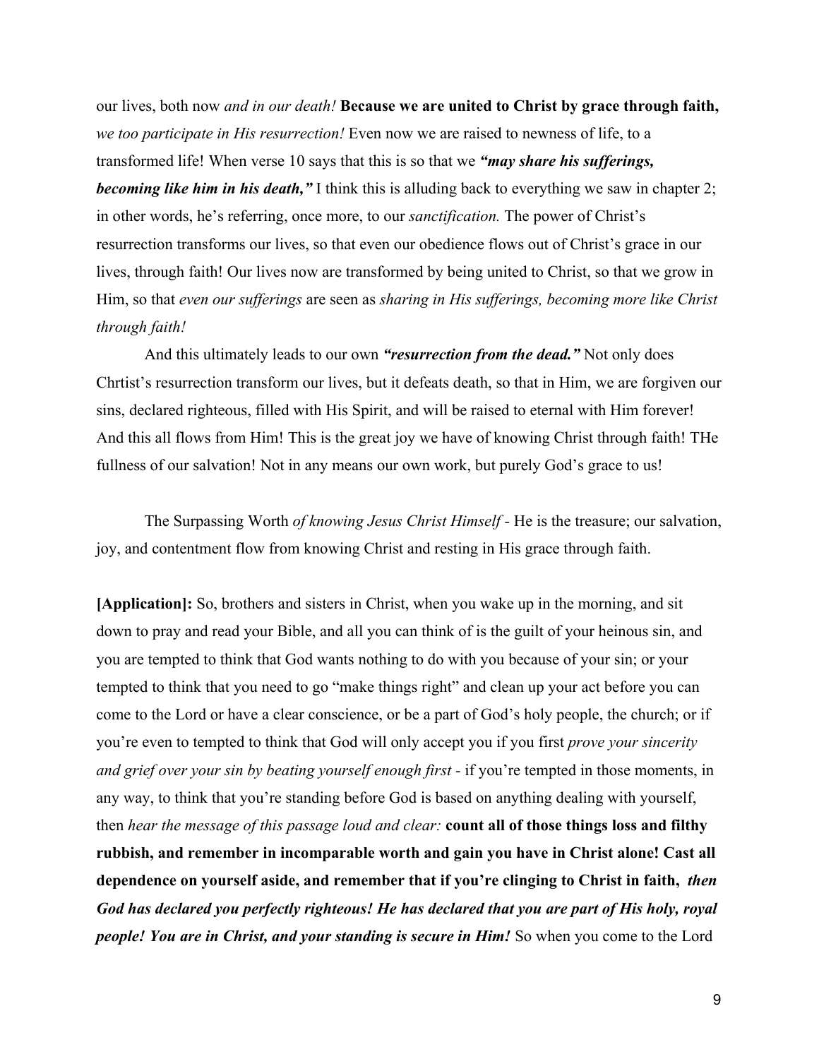our lives, both now *and in our death!* **Because we are united to Christ by grace through faith,** *we too participate in His resurrection!* Even now we are raised to newness of life, to a transformed life! When verse 10 says that this is so that we ***"may share his sufferings, becoming like him in his death,"*** I think this is alluding back to everything we saw in chapter 2; in other words, he's referring, once more, to our *sanctification.* The power of Christ's resurrection transforms our lives, so that even our obedience flows out of Christ's grace in our lives, through faith! Our lives now are transformed by being united to Christ, so that we grow in Him, so that *even our sufferings* are seen as *sharing in His sufferings, becoming more like Christ through faith!*

And this ultimately leads to our own ***"resurrection from the dead."*** Not only does Chrtist's resurrection transform our lives, but it defeats death, so that in Him, we are forgiven our sins, declared righteous, filled with His Spirit, and will be raised to eternal with Him forever! And this all flows from Him! This is the great joy we have of knowing Christ through faith! THe fullness of our salvation! Not in any means our own work, but purely God's grace to us!

The Surpassing Worth *of knowing Jesus Christ Himself* - He is the treasure; our salvation, joy, and contentment flow from knowing Christ and resting in His grace through faith.

**[Application]:** So, brothers and sisters in Christ, when you wake up in the morning, and sit down to pray and read your Bible, and all you can think of is the guilt of your heinous sin, and you are tempted to think that God wants nothing to do with you because of your sin; or your tempted to think that you need to go "make things right" and clean up your act before you can come to the Lord or have a clear conscience, or be a part of God's holy people, the church; or if you're even to tempted to think that God will only accept you if you first *prove your sincerity and grief over your sin by beating yourself enough first* - if you're tempted in those moments, in any way, to think that you're standing before God is based on anything dealing with yourself, then *hear the message of this passage loud and clear:* **count all of those things loss and filthy rubbish, and remember in incomparable worth and gain you have in Christ alone! Cast all dependence on yourself aside, and remember that if you're clinging to Christ in faith,** ***then God has declared you perfectly righteous! He has declared that you are part of His holy, royal people! You are in Christ, and your standing is secure in Him!*** So when you come to the Lord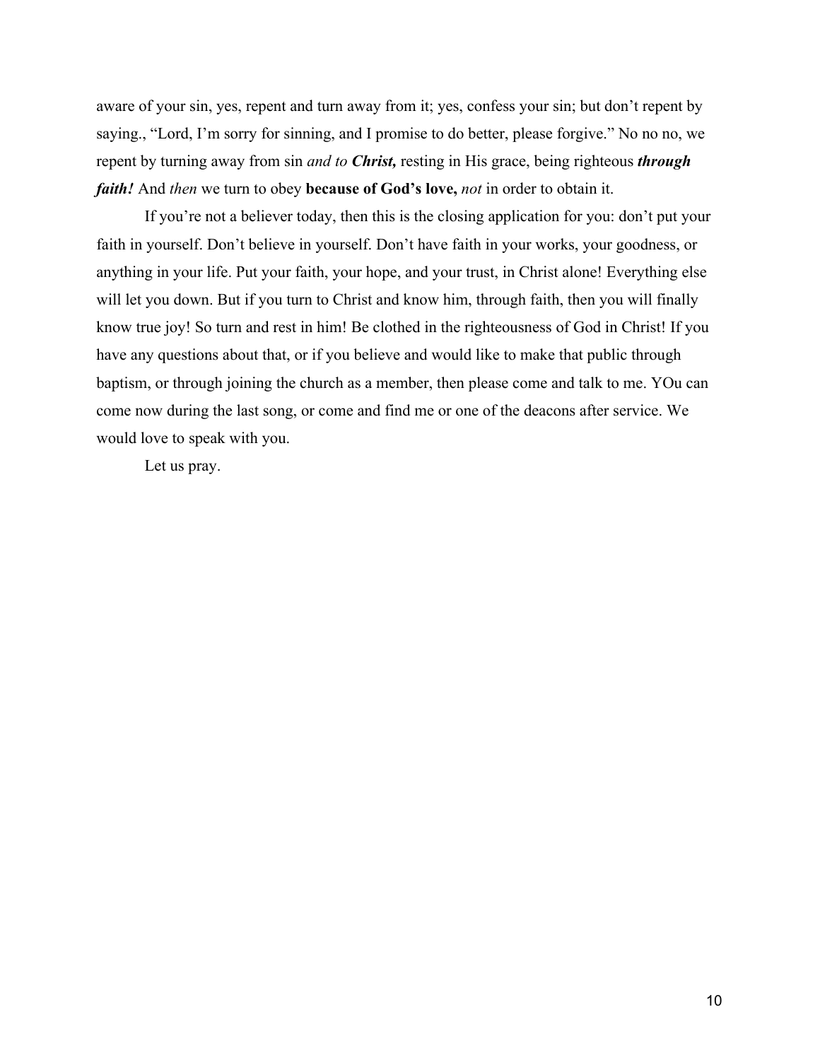aware of your sin, yes, repent and turn away from it; yes, confess your sin; but don't repent by saying., "Lord, I'm sorry for sinning, and I promise to do better, please forgive." No no no, we repent by turning away from sin *and to* ***Christ,*** resting in His grace, being righteous ***through faith!*** And *then* we turn to obey **because of God's love,** *not* in order to obtain it.

If you're not a believer today, then this is the closing application for you: don't put your faith in yourself. Don't believe in yourself. Don't have faith in your works, your goodness, or anything in your life. Put your faith, your hope, and your trust, in Christ alone! Everything else will let you down. But if you turn to Christ and know him, through faith, then you will finally know true joy! So turn and rest in him! Be clothed in the righteousness of God in Christ! If you have any questions about that, or if you believe and would like to make that public through baptism, or through joining the church as a member, then please come and talk to me. YOu can come now during the last song, or come and find me or one of the deacons after service. We would love to speak with you.

Let us pray.